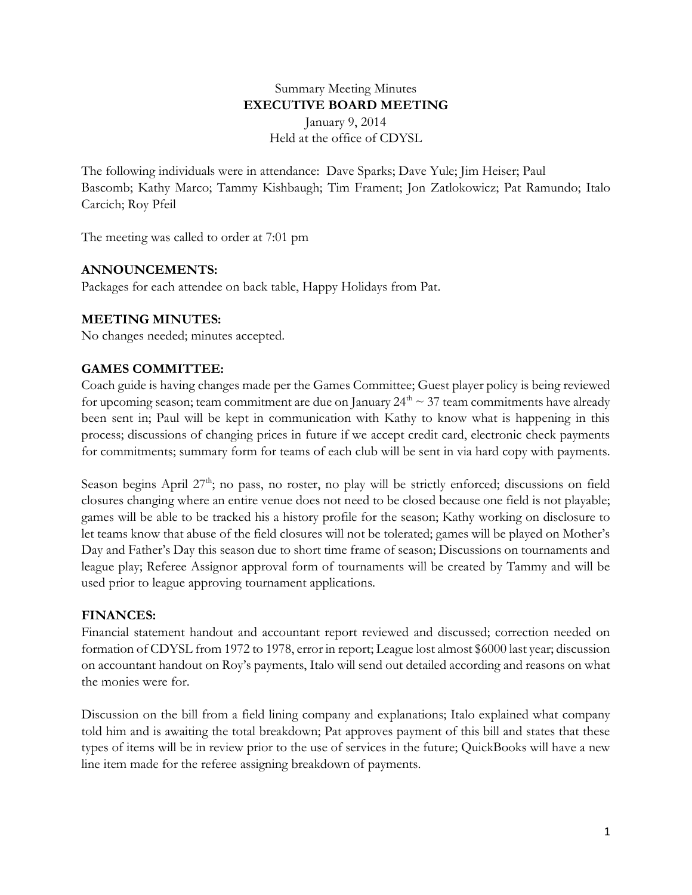Summary Meeting Minutes

**EXECUTIVE BOARD MEETING**

January 9, 2014

Held at the office of CDYSL

The following individuals were in attendance: Dave Sparks; Dave Yule; Jim Heiser; Paul Bascomb; Kathy Marco; Tammy Kishbaugh; Tim Frament; Jon Zatlokowicz; Pat Ramundo; Italo Carcich; Roy Pfeil

The meeting was called to order at 7:01 pm

## ANNOUNCEMENTS:

Packages for each attendee on back table, Happy Holidays from Pat.

## MEETING MINUTES:

No changes needed; minutes accepted.

## GAMES COMMITTEE:

Coach guide is having changes made per the Games Committee; Guest player policy is being reviewed for upcoming season; team commitment are due on January 24th ~ 37 team commitments have already been sent in; Paul will be kept in communication with Kathy to know what is happening in this process; discussions of changing prices in future if we accept credit card, electronic check payments for commitments; summary form for teams of each club will be sent in via hard copy with payments.

Season begins April 27th; no pass, no roster, no play will be strictly enforced; discussions on field closures changing where an entire venue does not need to be closed because one field is not playable; games will be able to be tracked his a history profile for the season; Kathy working on disclosure to let teams know that abuse of the field closures will not be tolerated; games will be played on Mother's Day and Father's Day this season due to short time frame of season; Discussions on tournaments and league play; Referee Assignor approval form of tournaments will be created by Tammy and will be used prior to league approving tournament applications.

## FINANCES:

Financial statement handout and accountant report reviewed and discussed; correction needed on formation of CDYSL from 1972 to 1978, error in report; League lost almost $6000 last year; discussion on accountant handout on Roy's payments, Italo will send out detailed according and reasons on what the monies were for.

Discussion on the bill from a field lining company and explanations; Italo explained what company told him and is awaiting the total breakdown; Pat approves payment of this bill and states that these types of items will be in review prior to the use of services in the future; QuickBooks will have a new line item made for the referee assigning breakdown of payments.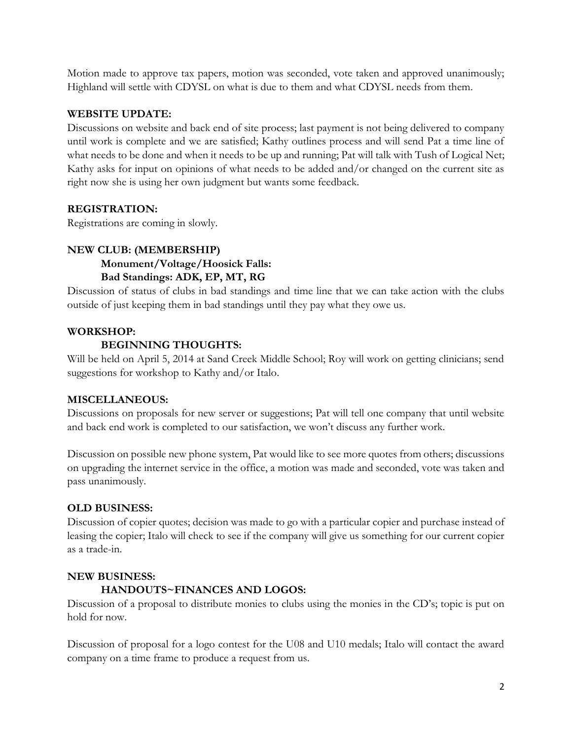Motion made to approve tax papers, motion was seconded, vote taken and approved unanimously; Highland will settle with CDYSL on what is due to them and what CDYSL needs from them.

## WEBSITE UPDATE:

Discussions on website and back end of site process; last payment is not being delivered to company until work is complete and we are satisfied; Kathy outlines process and will send Pat a time line of what needs to be done and when it needs to be up and running; Pat will talk with Tush of Logical Net; Kathy asks for input on opinions of what needs to be added and/or changed on the current site as right now she is using her own judgment but wants some feedback.

## REGISTRATION:

Registrations are coming in slowly.

## NEW CLUB: (MEMBERSHIP)

### Monument/Voltage/Hoosick Falls:

### Bad Standings: ADK, EP, MT, RG

Discussion of status of clubs in bad standings and time line that we can take action with the clubs outside of just keeping them in bad standings until they pay what they owe us.

## WORKSHOP:

### BEGINNING THOUGHTS:

Will be held on April 5, 2014 at Sand Creek Middle School; Roy will work on getting clinicians; send suggestions for workshop to Kathy and/or Italo.

## MISCELLANEOUS:

Discussions on proposals for new server or suggestions; Pat will tell one company that until website and back end work is completed to our satisfaction, we won't discuss any further work.

Discussion on possible new phone system, Pat would like to see more quotes from others; discussions on upgrading the internet service in the office, a motion was made and seconded, vote was taken and pass unanimously.

## OLD BUSINESS:

Discussion of copier quotes; decision was made to go with a particular copier and purchase instead of leasing the copier; Italo will check to see if the company will give us something for our current copier as a trade-in.

## NEW BUSINESS:

### HANDOUTS~FINANCES AND LOGOS:

Discussion of a proposal to distribute monies to clubs using the monies in the CD's; topic is put on hold for now.

Discussion of proposal for a logo contest for the U08 and U10 medals; Italo will contact the award company on a time frame to produce a request from us.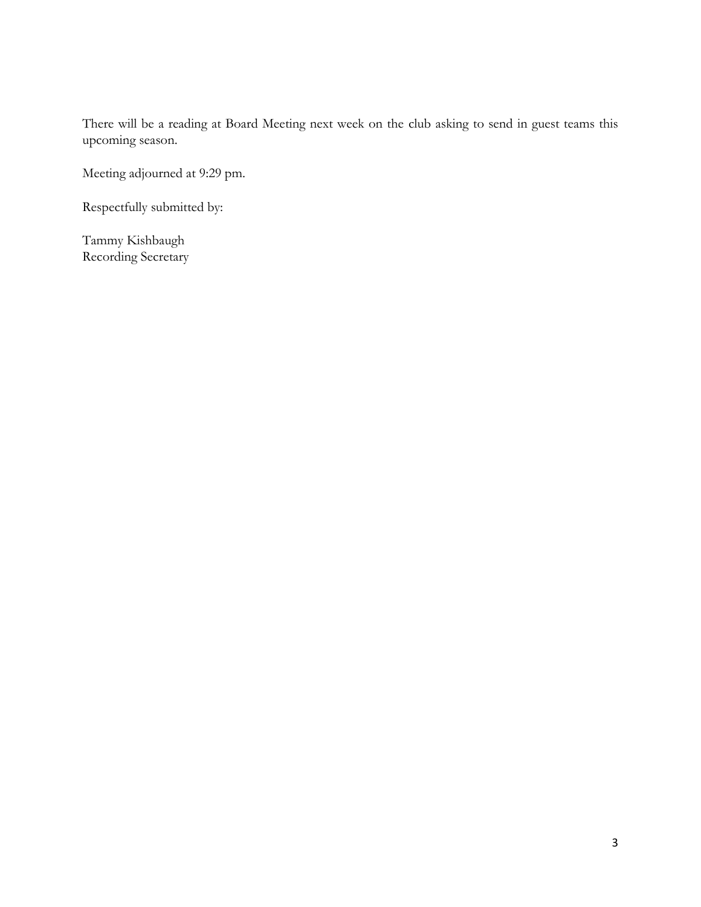There will be a reading at Board Meeting next week on the club asking to send in guest teams this upcoming season.

Meeting adjourned at 9:29 pm.

Respectfully submitted by:

Tammy Kishbaugh
Recording Secretary